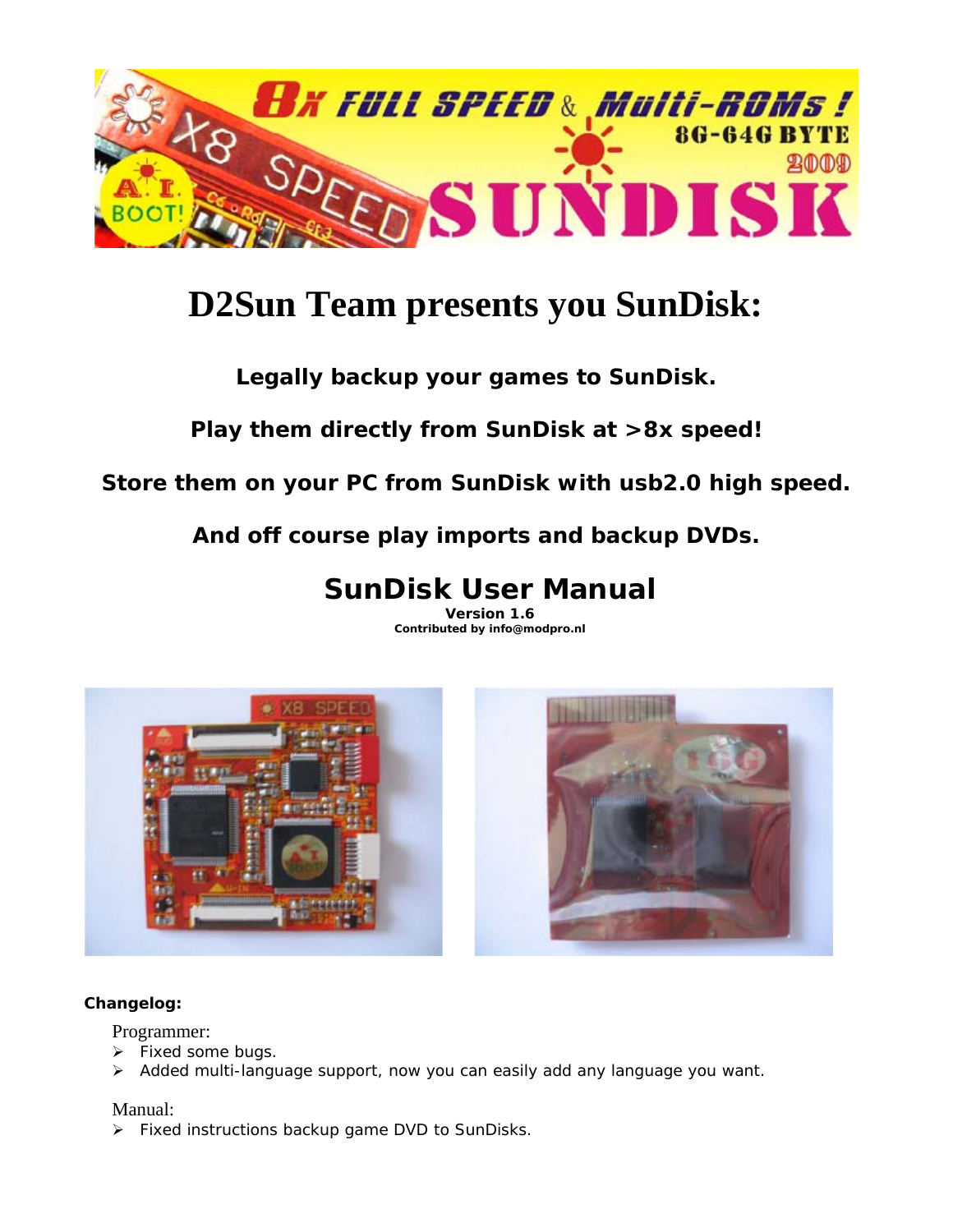# D2Sun Team presents you SunDisk:

**Legally backup your games to SunDisk.**

**Play them directly from SunDisk at >8x speed!**

**Store them on your PC from SunDisk with usb2.0 high speed.**

**And off course play imports and backup DVDs.**

## SunDisk User Manual

**Version 1.6**

**Contributed by info@modpro.nl**

**Changelog:**

Programmer:

- Fixed some bugs.
- Added multi-language support, now you can easily add any language you want.

Manual:

- Fixed instructions backup game DVD to SunDisks.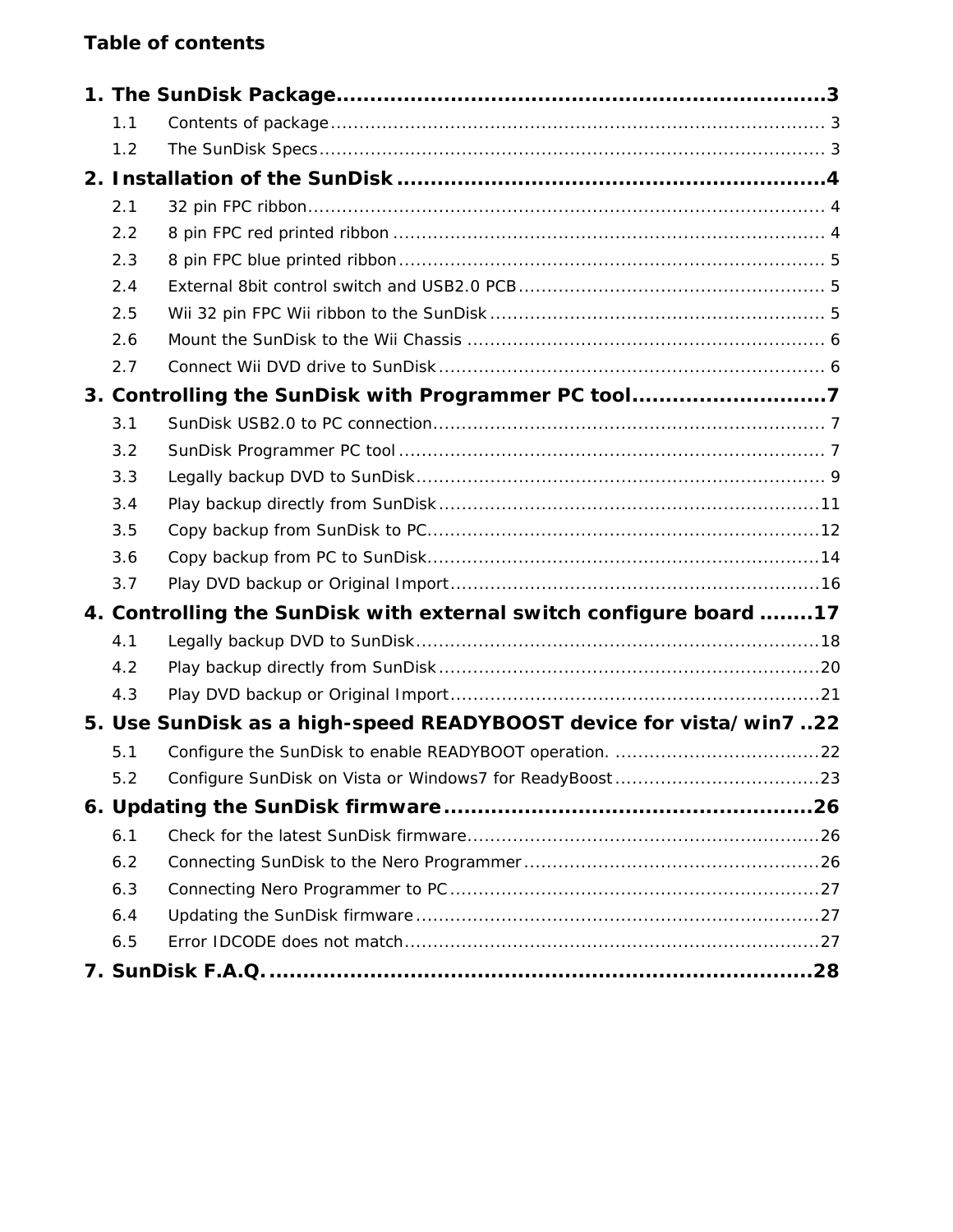**Table of contents**

**1. The SunDisk Package ......................................................................... 3**

- 1.1 Contents of package ......................................................................... 3
- 1.2 The SunDisk Specs ......................................................................... 3

**2. Installation of the SunDisk ......................................................................... 4**

- 2.1 32 pin FPC ribbon ......................................................................... 4
- 2.2 8 pin FPC red printed ribbon ......................................................................... 4
- 2.3 8 pin FPC blue printed ribbon ......................................................................... 5
- 2.4 External 8bit control switch and USB2.0 PCB ......................................................................... 5
- 2.5 Wii 32 pin FPC Wii ribbon to the SunDisk ......................................................................... 5
- 2.6 Mount the SunDisk to the Wii Chassis ......................................................................... 6
- 2.7 Connect Wii DVD drive to SunDisk ......................................................................... 6

**3. Controlling the SunDisk with Programmer PC tool ......................................................................... 7**

- 3.1 SunDisk USB2.0 to PC connection ......................................................................... 7
- 3.2 SunDisk Programmer PC tool ......................................................................... 7
- 3.3 Legally backup DVD to SunDisk ......................................................................... 9
- 3.4 Play backup directly from SunDisk ......................................................................... 11
- 3.5 Copy backup from SunDisk to PC ......................................................................... 12
- 3.6 Copy backup from PC to SunDisk ......................................................................... 14
- 3.7 Play DVD backup or Original Import ......................................................................... 16

**4. Controlling the SunDisk with external switch configure board ......................................................................... 17**

- 4.1 Legally backup DVD to SunDisk ......................................................................... 18
- 4.2 Play backup directly from SunDisk ......................................................................... 20
- 4.3 Play DVD backup or Original Import ......................................................................... 21

**5. Use SunDisk as a high-speed READYBOOST device for vista/win7 .. 22**

- 5.1 Configure the SunDisk to enable READYBOOT operation. ......................................................................... 22
- 5.2 Configure SunDisk on Vista or Windows7 for ReadyBoost ......................................................................... 23

**6. Updating the SunDisk firmware ......................................................................... 26**

- 6.1 Check for the latest SunDisk firmware ......................................................................... 26
- 6.2 Connecting SunDisk to the Nero Programmer ......................................................................... 26
- 6.3 Connecting Nero Programmer to PC ......................................................................... 27
- 6.4 Updating the SunDisk firmware ......................................................................... 27
- 6.5 Error IDCODE does not match ......................................................................... 27

**7. SunDisk F.A.Q. ......................................................................... 28**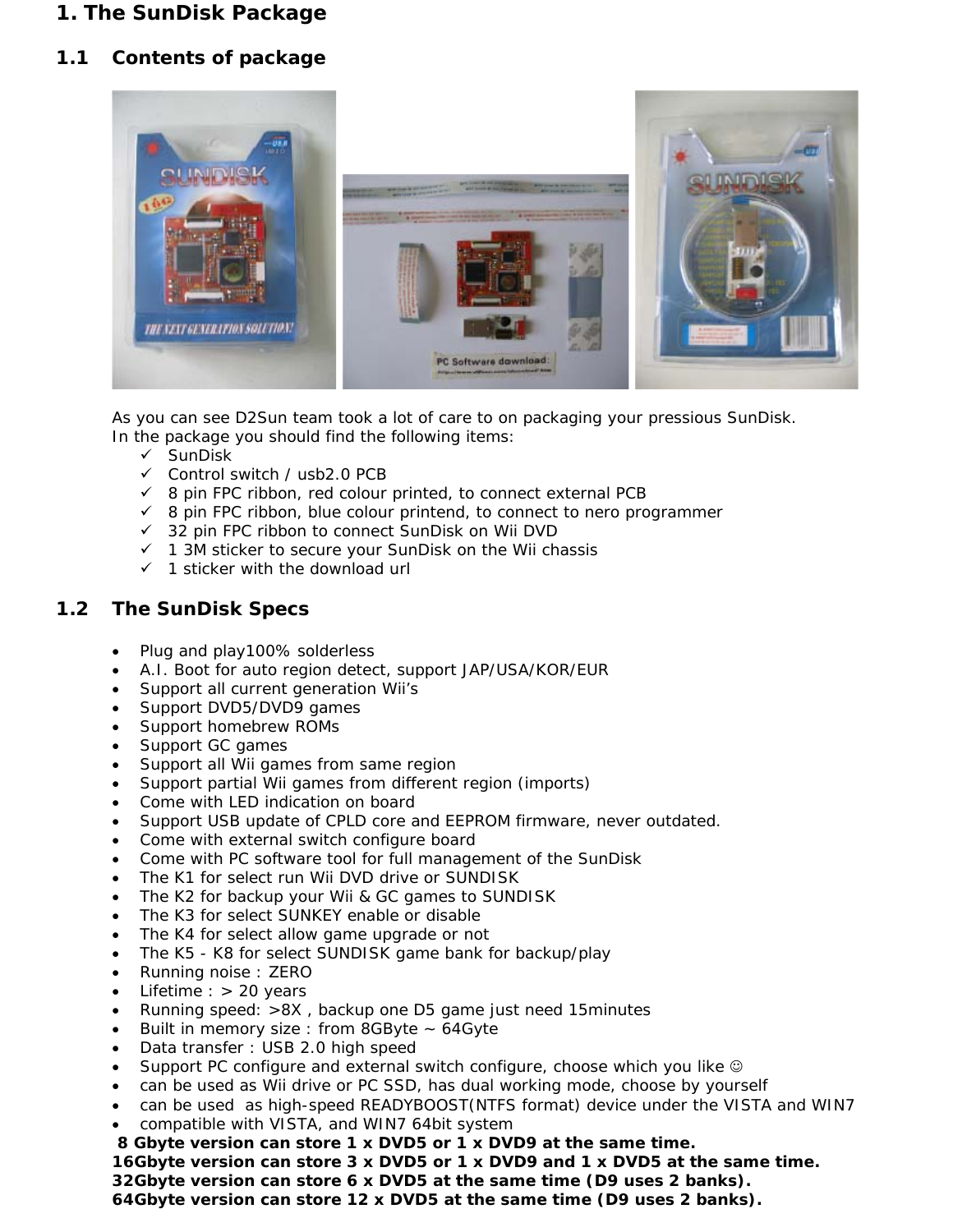# 1. The SunDisk Package

## 1.1 Contents of package

As you can see D2Sun team took a lot of care to on packaging your pressious SunDisk.
In the package you should find the following items:

- ✓ SunDisk
- ✓ Control switch / usb2.0 PCB
- ✓ 8 pin FPC ribbon, red colour printed, to connect external PCB
- ✓ 8 pin FPC ribbon, blue colour printend, to connect to nero programmer
- ✓ 32 pin FPC ribbon to connect SunDisk on Wii DVD
- ✓ 1 3M sticker to secure your SunDisk on the Wii chassis
- ✓ 1 sticker with the download url

## 1.2 The SunDisk Specs

- Plug and play100% solderless
- A.I. Boot for auto region detect, support JAP/USA/KOR/EUR
- Support all current generation Wii's
- Support DVD5/DVD9 games
- Support homebrew ROMs
- Support GC games
- Support all Wii games from same region
- Support partial Wii games from different region (imports)
- Come with LED indication on board
- Support USB update of CPLD core and EEPROM firmware, never outdated.
- Come with external switch configure board
- Come with PC software tool for full management of the SunDisk
- The K1 for select run Wii DVD drive or SUNDISK
- The K2 for backup your Wii & GC games to SUNDISK
- The K3 for select SUNKEY enable or disable
- The K4 for select allow game upgrade or not
- The K5 - K8 for select SUNDISK game bank for backup/play
- Running noise : ZERO
- Lifetime : > 20 years
- Running speed: >8X , backup one D5 game just need 15minutes
- Built in memory size : from 8GByte ~ 64Gyte
- Data transfer : USB 2.0 high speed
- Support PC configure and external switch configure, choose which you like ☺
- can be used as Wii drive or PC SSD, has dual working mode, choose by yourself
- can be used as high-speed READYBOOST(NTFS format) device under the VISTA and WIN7
- compatible with VISTA, and WIN7 64bit system

**8 Gbyte version can store 1 x DVD5 or 1 x DVD9 at the same time.**
**16Gbyte version can store 3 x DVD5 or 1 x DVD9 and 1 x DVD5 at the same time.**
**32Gbyte version can store 6 x DVD5 at the same time (D9 uses 2 banks).**
**64Gbyte version can store 12 x DVD5 at the same time (D9 uses 2 banks).**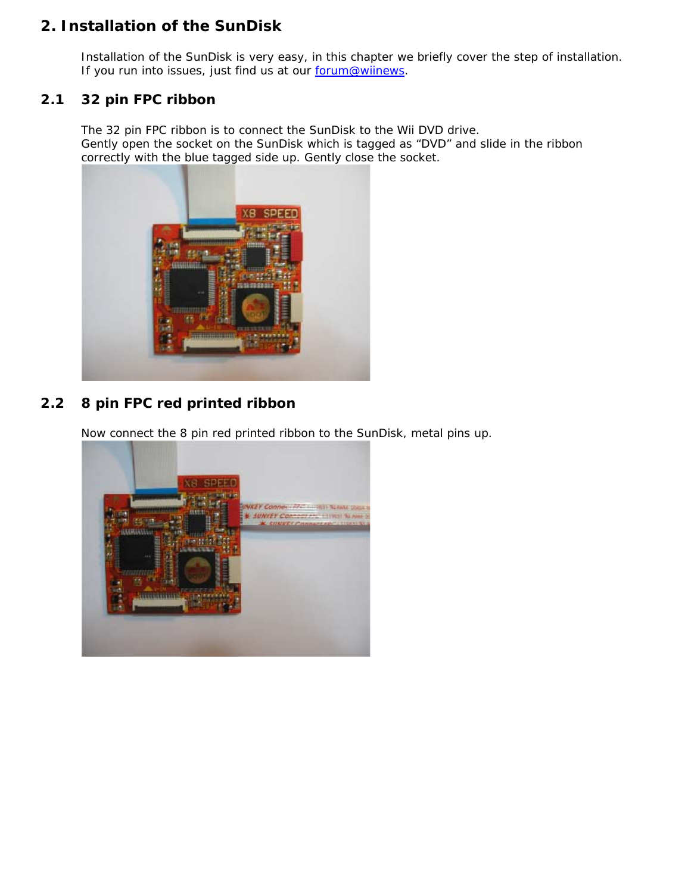## 2. Installation of the SunDisk

Installation of the SunDisk is very easy, in this chapter we briefly cover the step of installation. If you run into issues, just find us at our forum@wiinews.

### 2.1 32 pin FPC ribbon

The 32 pin FPC ribbon is to connect the SunDisk to the Wii DVD drive.
Gently open the socket on the SunDisk which is tagged as “DVD” and slide in the ribbon correctly with the blue tagged side up. Gently close the socket.

### 2.2 8 pin FPC red printed ribbon

Now connect the 8 pin red printed ribbon to the SunDisk, metal pins up.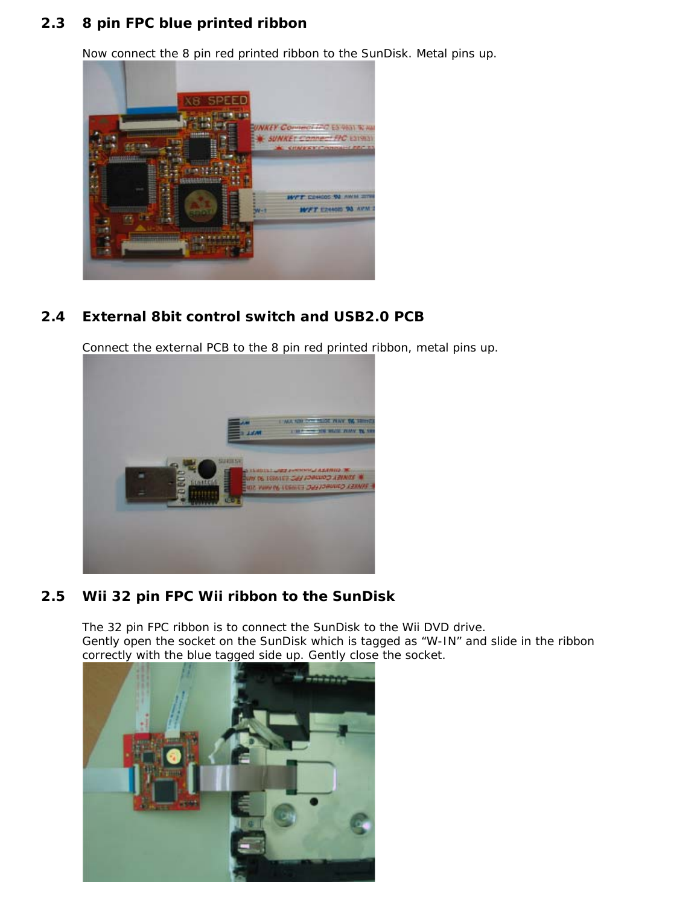## 2.3 8 pin FPC blue printed ribbon

Now connect the 8 pin red printed ribbon to the SunDisk. Metal pins up.

## 2.4 External 8bit control switch and USB2.0 PCB

Connect the external PCB to the 8 pin red printed ribbon, metal pins up.

## 2.5 Wii 32 pin FPC Wii ribbon to the SunDisk

The 32 pin FPC ribbon is to connect the SunDisk to the Wii DVD drive.
Gently open the socket on the SunDisk which is tagged as “W-IN” and slide in the ribbon correctly with the blue tagged side up. Gently close the socket.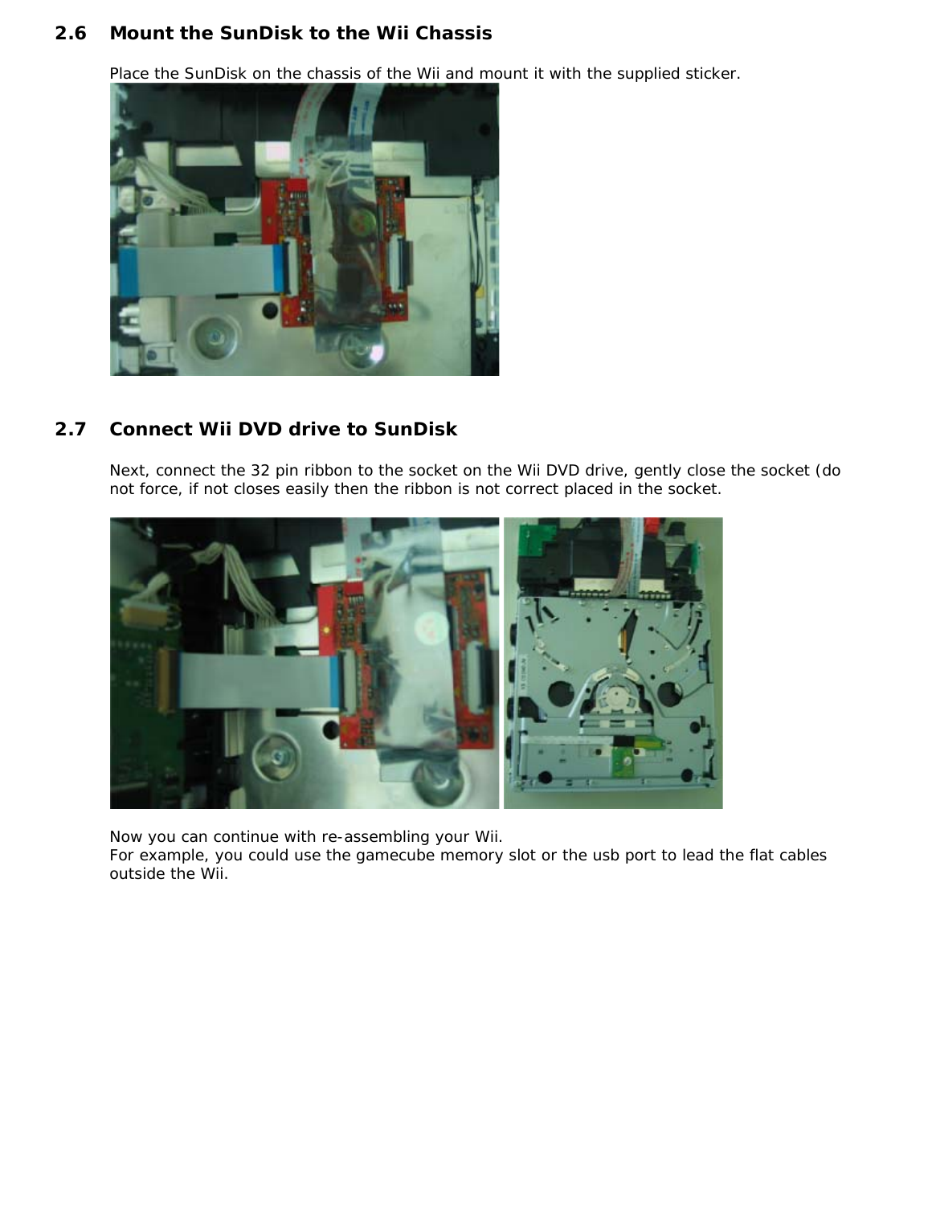## 2.6 Mount the SunDisk to the Wii Chassis

Place the SunDisk on the chassis of the Wii and mount it with the supplied sticker.

## 2.7 Connect Wii DVD drive to SunDisk

Next, connect the 32 pin ribbon to the socket on the Wii DVD drive, gently close the socket (do not force, if not closes easily then the ribbon is not correct placed in the socket.

Now you can continue with re-assembling your Wii.
For example, you could use the gamecube memory slot or the usb port to lead the flat cables outside the Wii.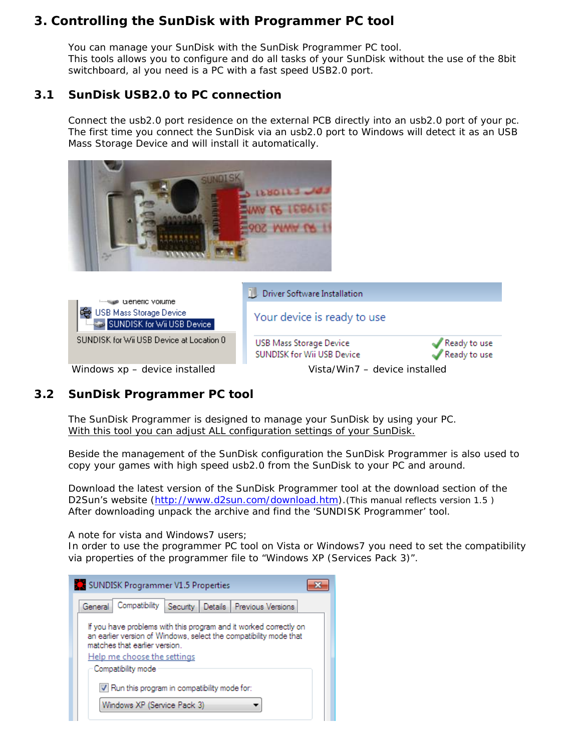# 3. Controlling the SunDisk with Programmer PC tool

You can manage your SunDisk with the SunDisk Programmer PC tool.
This tools allows you to configure and do all tasks of your SunDisk without the use of the 8bit switchboard, al you need is a PC with a fast speed USB2.0 port.

## 3.1 SunDisk USB2.0 to PC connection

Connect the usb2.0 port residence on the external PCB directly into an usb2.0 port of your pc.
The first time you connect the SunDisk via an usb2.0 port to Windows will detect it as an USB Mass Storage Device and will install it automatically.

Windows xp – device installed

Vista/Win7 – device installed

## 3.2 SunDisk Programmer PC tool

The SunDisk Programmer is designed to manage your SunDisk by using your PC.
<u>With this tool you can adjust ALL configuration settings of your SunDisk.</u>

Beside the management of the SunDisk configuration the SunDisk Programmer is also used to copy your games with high speed usb2.0 from the SunDisk to your PC and around.

Download the latest version of the SunDisk Programmer tool at the download section of the D2Sun's website (http://www.d2sun.com/download.htm).(This manual reflects version 1.5 )
After downloading unpack the archive and find the 'SUNDISK Programmer' tool.

A note for vista and Windows7 users;
In order to use the programmer PC tool on Vista or Windows7 you need to set the compatibility via properties of the programmer file to "Windows XP (Services Pack 3)".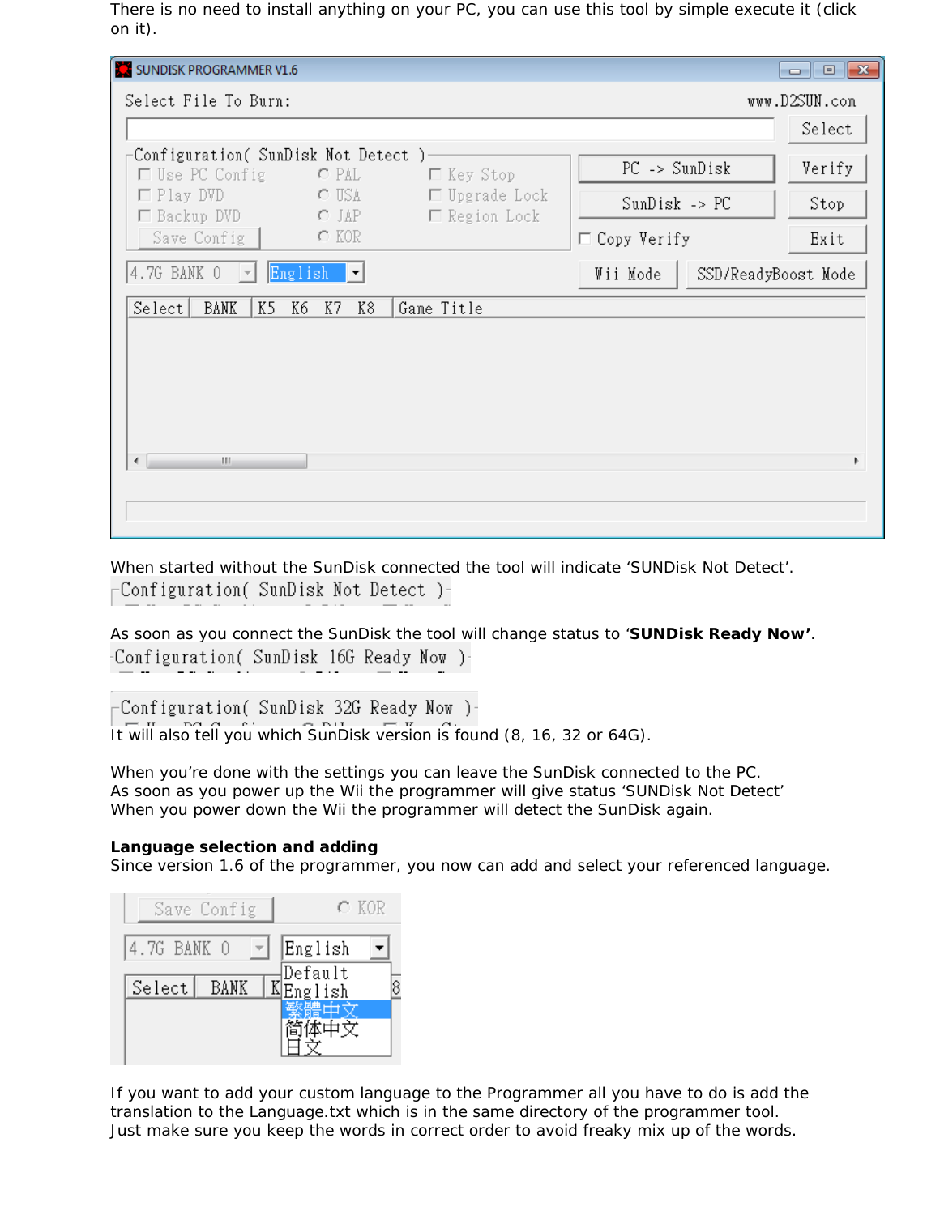There is no need to install anything on your PC, you can use this tool by simple execute it (click on it).

When started without the SunDisk connected the tool will indicate 'SUNDisk Not Detect'.

As soon as you connect the SunDisk the tool will change status to '**SUNDisk Ready Now'**.

It will also tell you which SunDisk version is found (8, 16, 32 or 64G).

When you're done with the settings you can leave the SunDisk connected to the PC.
As soon as you power up the Wii the programmer will give status 'SUNDisk Not Detect'
When you power down the Wii the programmer will detect the SunDisk again.

**Language selection and adding**
Since version 1.6 of the programmer, you now can add and select your referenced language.

If you want to add your custom language to the Programmer all you have to do is add the translation to the Language.txt which is in the same directory of the programmer tool.
Just make sure you keep the words in correct order to avoid freaky mix up of the words.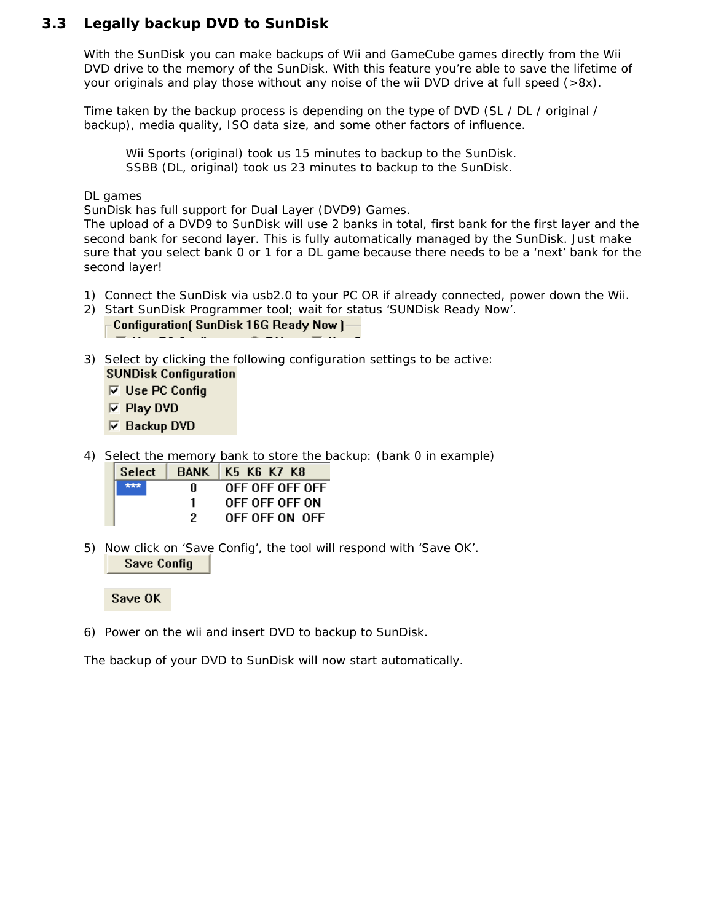## 3.3 Legally backup DVD to SunDisk

With the SunDisk you can make backups of Wii and GameCube games directly from the Wii DVD drive to the memory of the SunDisk. With this feature you're able to save the lifetime of your originals and play those without any noise of the wii DVD drive at full speed (>8x).

Time taken by the backup process is depending on the type of DVD (SL / DL / original / backup), media quality, ISO data size, and some other factors of influence.

> Wii Sports (original) took us 15 minutes to backup to the SunDisk.
> SSBB (DL, original) took us 23 minutes to backup to the SunDisk.

DL games

SunDisk has full support for Dual Layer (DVD9) Games.
The upload of a DVD9 to SunDisk will use 2 banks in total, first bank for the first layer and the second bank for second layer. This is fully automatically managed by the SunDisk. Just make sure that you select bank 0 or 1 for a DL game because there needs to be a 'next' bank for the second layer!

1) Connect the SunDisk via usb2.0 to your PC OR if already connected, power down the Wii.
2) Start SunDisk Programmer tool; wait for status 'SUNDisk Ready Now'.

   Configuration( SunDisk 16G Ready Now )

3) Select by clicking the following configuration settings to be active:

   **SUNDisk Configuration**
   - [x] Use PC Config
   - [x] Play DVD
   - [x] Backup DVD

4) Select the memory bank to store the backup: (bank 0 in example)

| Select | BANK | K5 K6 K7 K8 |
|---|---|---|
| *** | 0 | OFF OFF OFF OFF |
| | 1 | OFF OFF OFF ON |
| | 2 | OFF OFF ON OFF |

5) Now click on 'Save Config', the tool will respond with 'Save OK'.

   Save Config

   Save OK

6) Power on the wii and insert DVD to backup to SunDisk.

The backup of your DVD to SunDisk will now start automatically.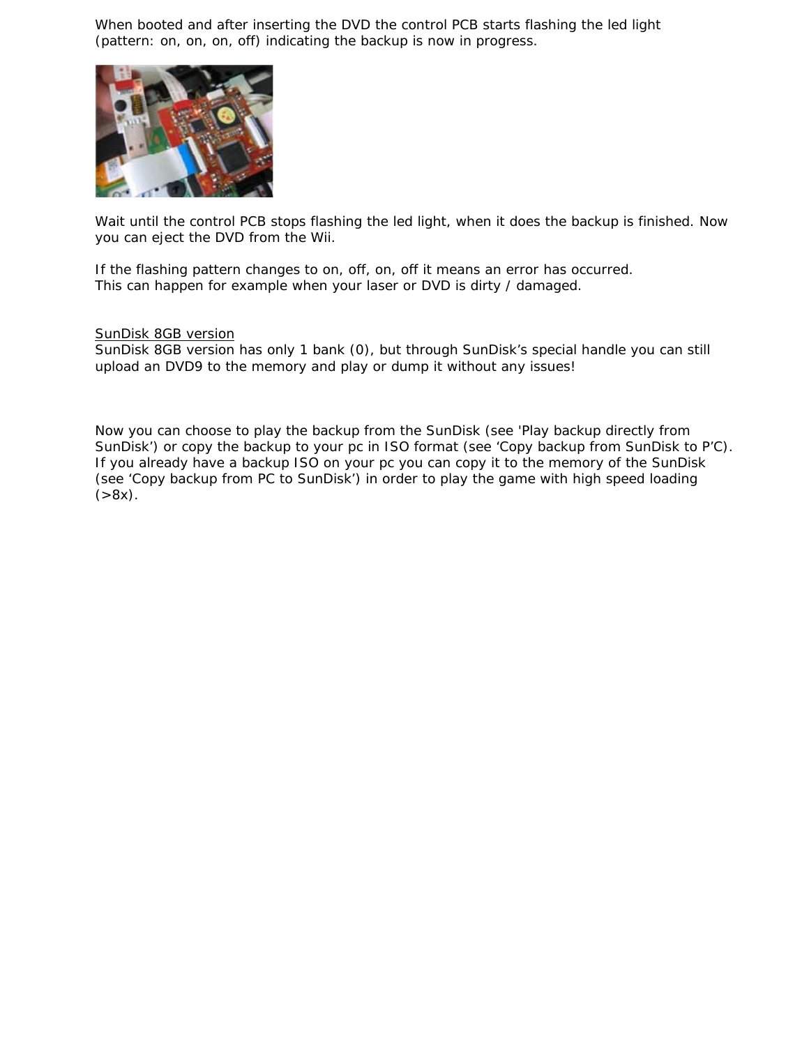When booted and after inserting the DVD the control PCB starts flashing the led light (pattern: on, on, on, off) indicating the backup is now in progress.

Wait until the control PCB stops flashing the led light, when it does the backup is finished. Now you can eject the DVD from the Wii.

If the flashing pattern changes to on, off, on, off it means an error has occurred.
This can happen for example when your laser or DVD is dirty / damaged.

<u>SunDisk 8GB version</u>
SunDisk 8GB version has only 1 bank (0), but through SunDisk's special handle you can still upload an DVD9 to the memory and play or dump it without any issues!

Now you can choose to play the backup from the SunDisk (see 'Play backup directly from SunDisk') or copy the backup to your pc in ISO format (see 'Copy backup from SunDisk to P'C). If you already have a backup ISO on your pc you can copy it to the memory of the SunDisk (see 'Copy backup from PC to SunDisk') in order to play the game with high speed loading (>8x).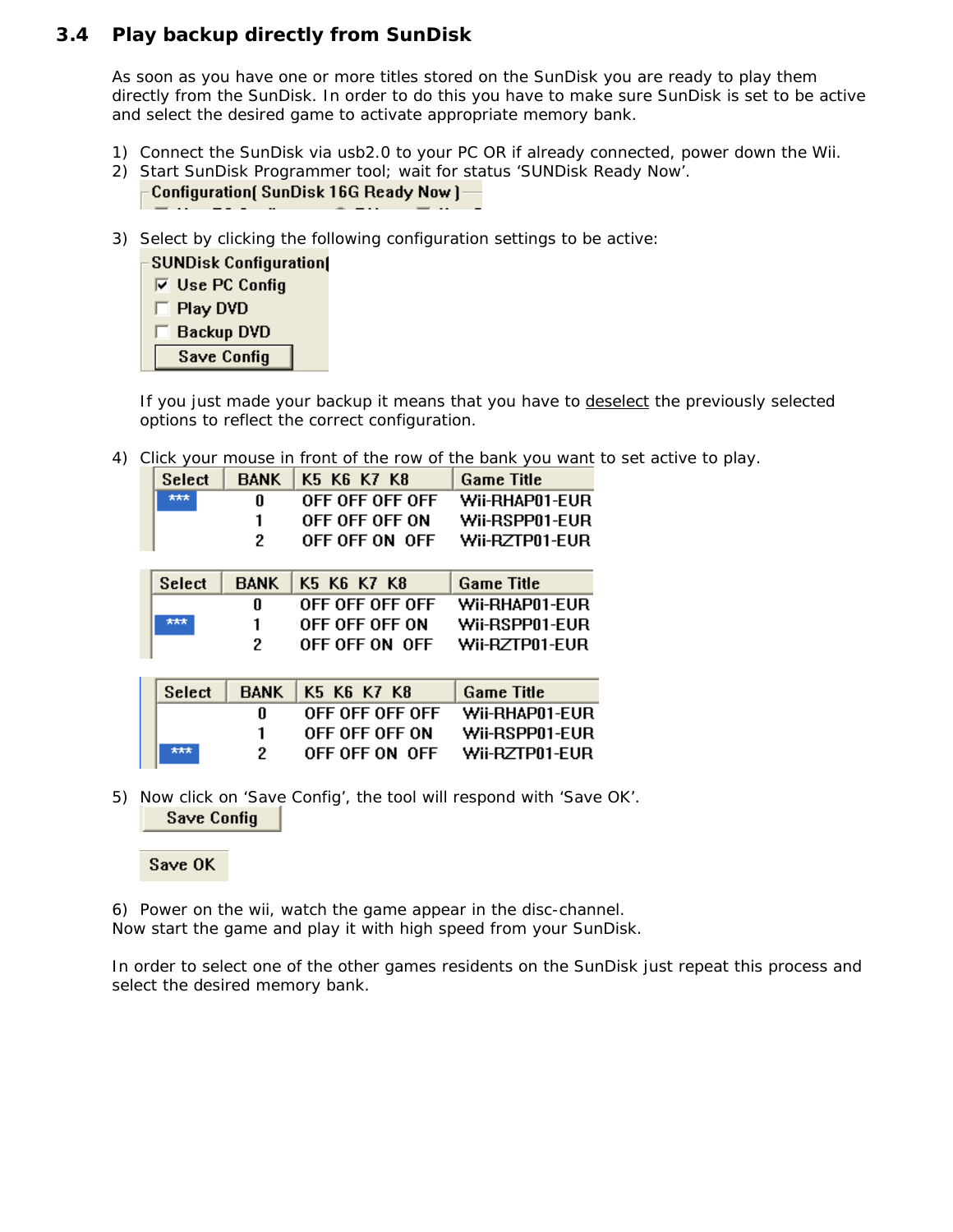## 3.4 Play backup directly from SunDisk

As soon as you have one or more titles stored on the SunDisk you are ready to play them directly from the SunDisk. In order to do this you have to make sure SunDisk is set to be active and select the desired game to activate appropriate memory bank.

1) Connect the SunDisk via usb2.0 to your PC OR if already connected, power down the Wii.
2) Start SunDisk Programmer tool; wait for status 'SUNDisk Ready Now'.

   Configuration( SunDisk 16G Ready Now )

3) Select by clicking the following configuration settings to be active:

   SUNDisk Configuration
   - [x] Use PC Config
   - [ ] Play DVD
   - [ ] Backup DVD

   Save Config

   If you just made your backup it means that you have to <u>deselect</u> the previously selected options to reflect the correct configuration.

4) Click your mouse in front of the row of the bank you want to set active to play.

| Select | BANK | K5 K6 K7 K8 | Game Title |
|---|---|---|---|
| *** | 0 | OFF OFF OFF OFF | Wii-RHAP01-EUR |
| | 1 | OFF OFF OFF ON | Wii-RSPP01-EUR |
| | 2 | OFF OFF ON OFF | Wii-RZTP01-EUR |

| Select | BANK | K5 K6 K7 K8 | Game Title |
|---|---|---|---|
| | 0 | OFF OFF OFF OFF | Wii-RHAP01-EUR |
| *** | 1 | OFF OFF OFF ON | Wii-RSPP01-EUR |
| | 2 | OFF OFF ON OFF | Wii-RZTP01-EUR |

| Select | BANK | K5 K6 K7 K8 | Game Title |
|---|---|---|---|
| | 0 | OFF OFF OFF OFF | Wii-RHAP01-EUR |
| | 1 | OFF OFF OFF ON | Wii-RSPP01-EUR |
| *** | 2 | OFF OFF ON OFF | Wii-RZTP01-EUR |

5) Now click on 'Save Config', the tool will respond with 'Save OK'.

   Save Config

   Save OK

6) Power on the wii, watch the game appear in the disc-channel.

Now start the game and play it with high speed from your SunDisk.

In order to select one of the other games residents on the SunDisk just repeat this process and select the desired memory bank.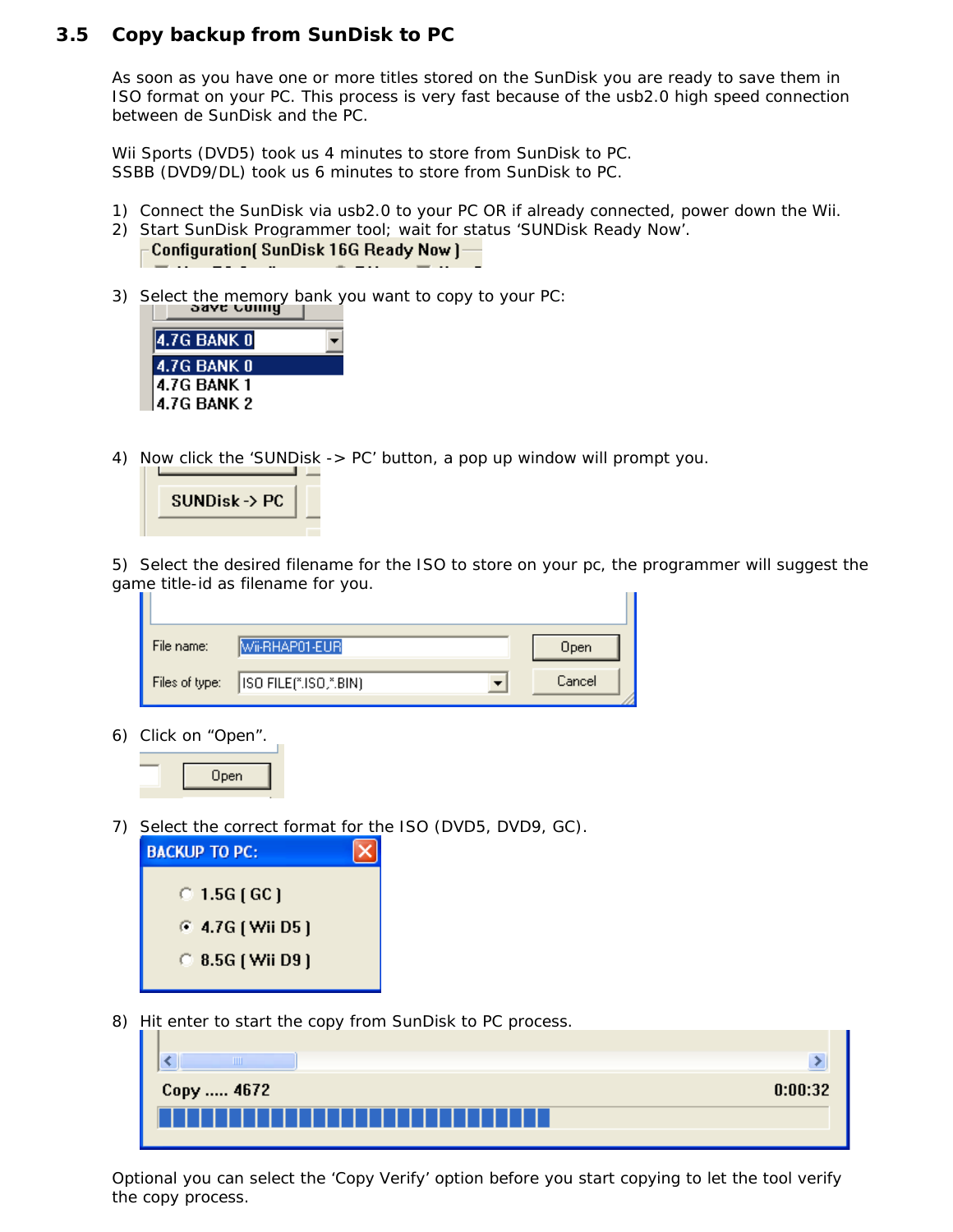## 3.5 Copy backup from SunDisk to PC

As soon as you have one or more titles stored on the SunDisk you are ready to save them in ISO format on your PC. This process is very fast because of the usb2.0 high speed connection between de SunDisk and the PC.

Wii Sports (DVD5) took us 4 minutes to store from SunDisk to PC.
SSBB (DVD9/DL) took us 6 minutes to store from SunDisk to PC.

1) Connect the SunDisk via usb2.0 to your PC OR if already connected, power down the Wii.
2) Start SunDisk Programmer tool; wait for status 'SUNDisk Ready Now'.
3) Select the memory bank you want to copy to your PC:
4) Now click the 'SUNDisk -> PC' button, a pop up window will prompt you.
5) Select the desired filename for the ISO to store on your pc, the programmer will suggest the game title-id as filename for you.
6) Click on "Open".
7) Select the correct format for the ISO (DVD5, DVD9, GC).
8) Hit enter to start the copy from SunDisk to PC process.

Optional you can select the 'Copy Verify' option before you start copying to let the tool verify the copy process.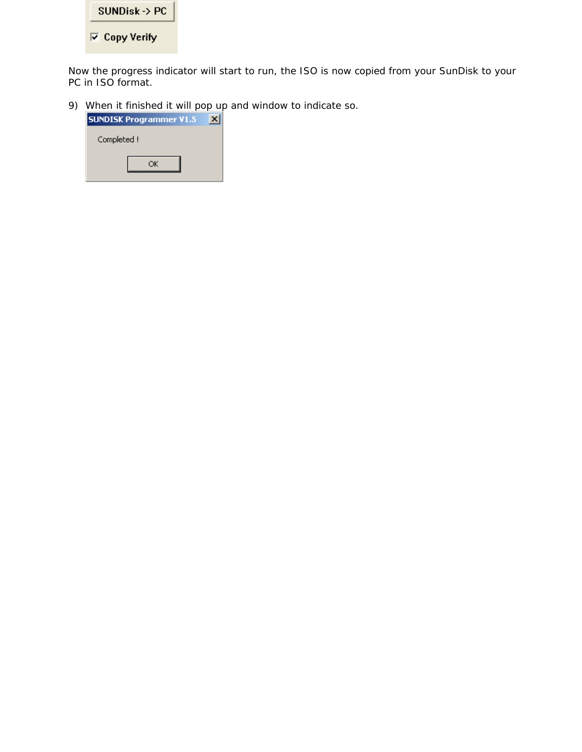Now the progress indicator will start to run, the ISO is now copied from your SunDisk to your PC in ISO format.

9) When it finished it will pop up and window to indicate so.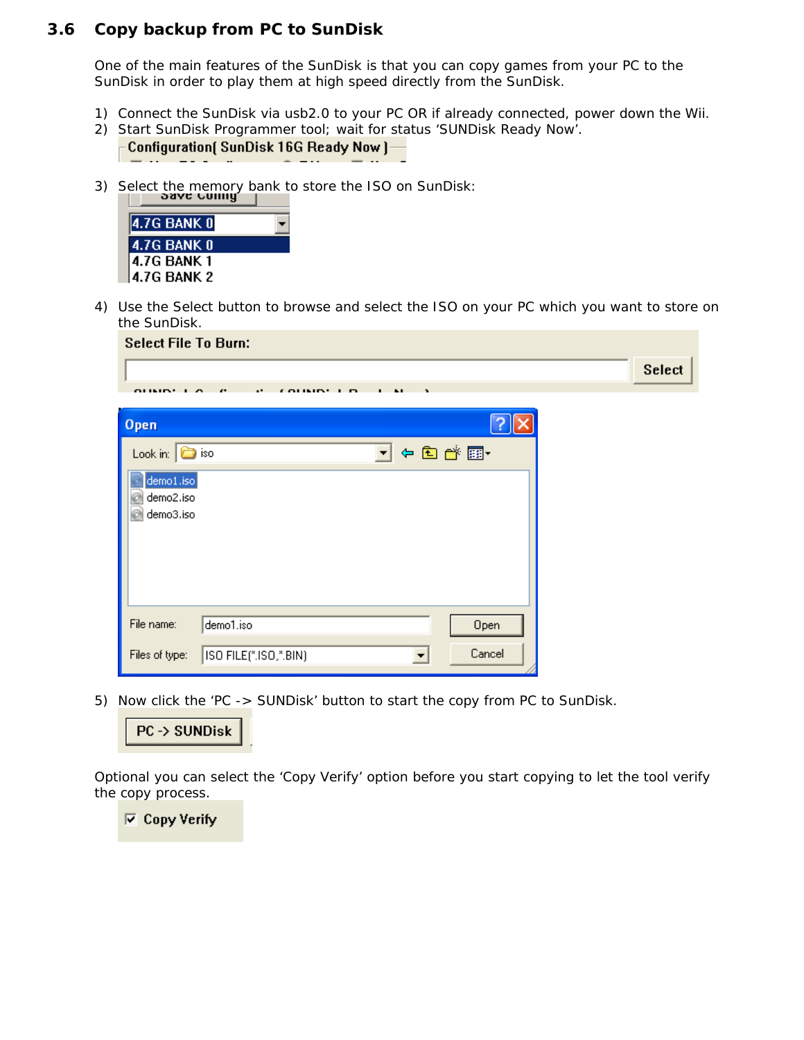## 3.6 Copy backup from PC to SunDisk

One of the main features of the SunDisk is that you can copy games from your PC to the SunDisk in order to play them at high speed directly from the SunDisk.

1) Connect the SunDisk via usb2.0 to your PC OR if already connected, power down the Wii.
2) Start SunDisk Programmer tool; wait for status 'SUNDisk Ready Now'.

3) Select the memory bank to store the ISO on SunDisk:

4) Use the Select button to browse and select the ISO on your PC which you want to store on the SunDisk.

5) Now click the 'PC -> SUNDisk' button to start the copy from PC to SunDisk.

Optional you can select the 'Copy Verify' option before you start copying to let the tool verify the copy process.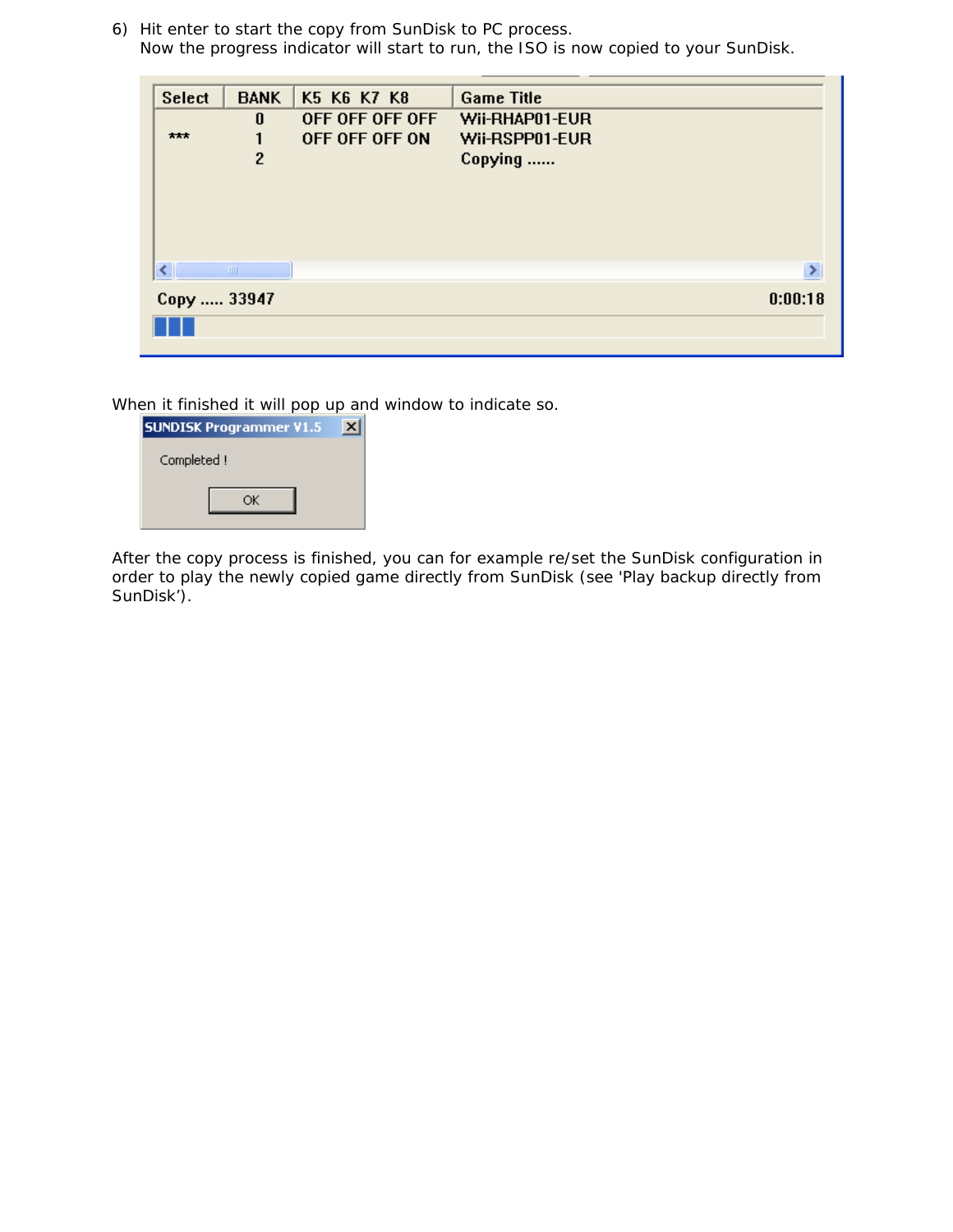6) Hit enter to start the copy from SunDisk to PC process.
   Now the progress indicator will start to run, the ISO is now copied to your SunDisk.

| Select | BANK | K5 K6 K7 K8 | Game Title |
|---|---|---|---|
| | 0 | OFF OFF OFF OFF | Wii-RHAP01-EUR |
| *** | 1 | OFF OFF OFF ON | Wii-RSPP01-EUR |
| | 2 | | Copying ...... |

Copy ..... 33947 0:00:18

When it finished it will pop up and window to indicate so.

SUNDISK Programmer V1.5

Completed !

OK

After the copy process is finished, you can for example re/set the SunDisk configuration in order to play the newly copied game directly from SunDisk (see 'Play backup directly from SunDisk').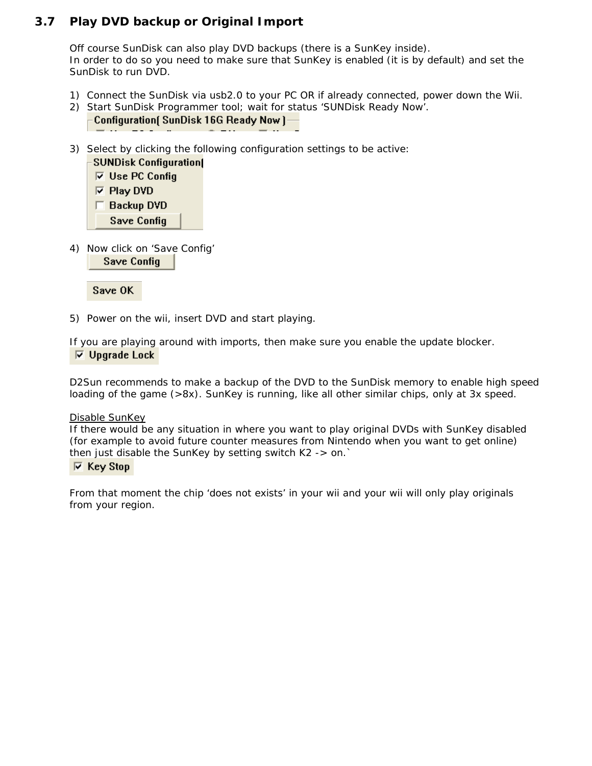### 3.7 Play DVD backup or Original Import

Off course SunDisk can also play DVD backups (there is a SunKey inside).
In order to do so you need to make sure that SunKey is enabled (it is by default) and set the SunDisk to run DVD.

1) Connect the SunDisk via usb2.0 to your PC OR if already connected, power down the Wii.
2) Start SunDisk Programmer tool; wait for status 'SUNDisk Ready Now'.
3) Select by clicking the following configuration settings to be active:
4) Now click on 'Save Config'
5) Power on the wii, insert DVD and start playing.

If you are playing around with imports, then make sure you enable the update blocker.

D2Sun recommends to make a backup of the DVD to the SunDisk memory to enable high speed loading of the game (>8x). SunKey is running, like all other similar chips, only at 3x speed.

Disable SunKey
If there would be any situation in where you want to play original DVDs with SunKey disabled (for example to avoid future counter measures from Nintendo when you want to get online) then just disable the SunKey by setting switch K2 -> on.`

From that moment the chip 'does not exists' in your wii and your wii will only play originals from your region.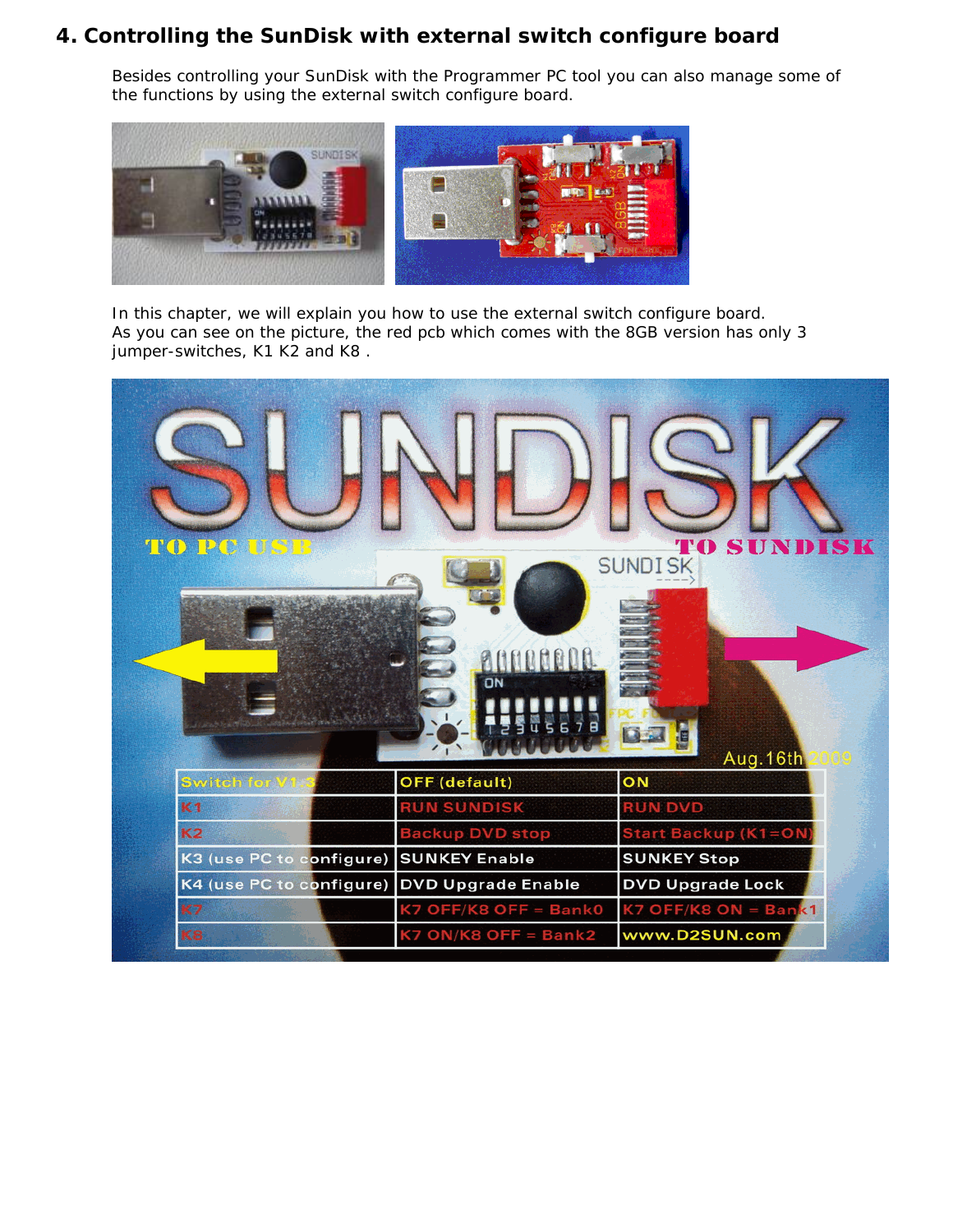## 4. Controlling the SunDisk with external switch configure board

Besides controlling your SunDisk with the Programmer PC tool you can also manage some of the functions by using the external switch configure board.

In this chapter, we will explain you how to use the external switch configure board.
As you can see on the picture, the red pcb which comes with the 8GB version has only 3 jumper-switches, K1 K2 and K8 .

| Switch for V1.3 | OFF (default) | ON |
|---|---|---|
| K1 | RUN SUNDISK | RUN DVD |
| K2 | Backup DVD stop | Start Backup (K1=ON) |
| K3 (use PC to configure) | SUNKEY Enable | SUNKEY Stop |
| K4 (use PC to configure) | DVD Upgrade Enable | DVD Upgrade Lock |
| K7 | K7 OFF/K8 OFF = Bank0 | K7 OFF/K8 ON = Bank1 |
| K8 | K7 ON/K8 OFF = Bank2 | www.D2SUN.com |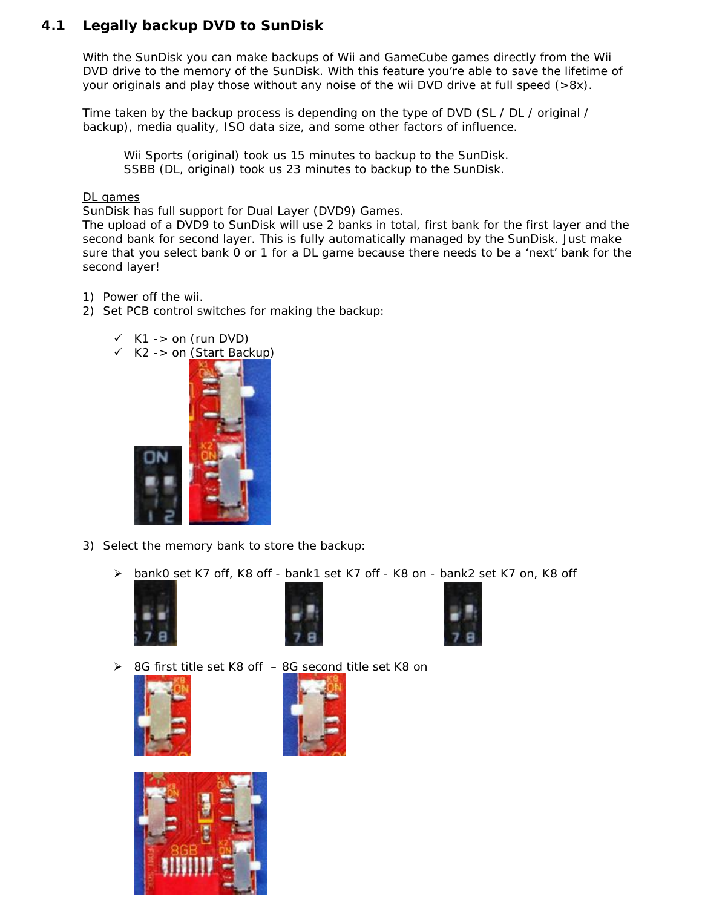## 4.1 Legally backup DVD to SunDisk

With the SunDisk you can make backups of Wii and GameCube games directly from the Wii DVD drive to the memory of the SunDisk. With this feature you're able to save the lifetime of your originals and play those without any noise of the wii DVD drive at full speed (>8x).

Time taken by the backup process is depending on the type of DVD (SL / DL / original / backup), media quality, ISO data size, and some other factors of influence.

> Wii Sports (original) took us 15 minutes to backup to the SunDisk.
> SSBB (DL, original) took us 23 minutes to backup to the SunDisk.

<u>DL games</u>
SunDisk has full support for Dual Layer (DVD9) Games.
The upload of a DVD9 to SunDisk will use 2 banks in total, first bank for the first layer and the second bank for second layer. This is fully automatically managed by the SunDisk. Just make sure that you select bank 0 or 1 for a DL game because there needs to be a 'next' bank for the second layer!

1) Power off the wii.
2) Set PCB control switches for making the backup:

   - ✓ K1 -> on (run DVD)
   - ✓ K2 -> on (Start Backup)

3) Select the memory bank to store the backup:

   - ➢ bank0 set K7 off, K8 off - bank1 set K7 off - K8 on - bank2 set K7 on, K8 off
   - ➢ 8G first title set K8 off – 8G second title set K8 on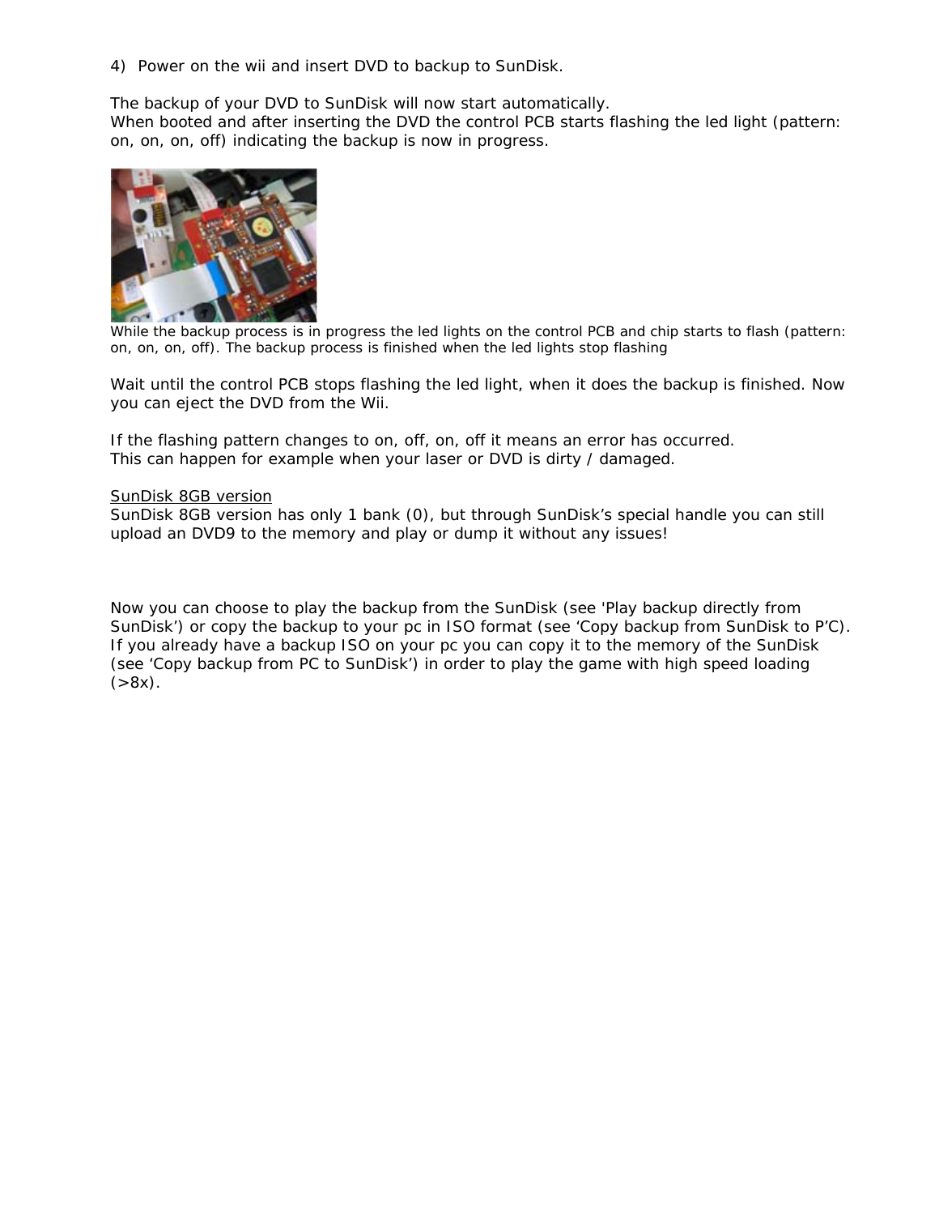4) Power on the wii and insert DVD to backup to SunDisk.

The backup of your DVD to SunDisk will now start automatically.
When booted and after inserting the DVD the control PCB starts flashing the led light (pattern: on, on, on, off) indicating the backup is now in progress.

While the backup process is in progress the led lights on the control PCB and chip starts to flash (pattern: on, on, on, off). The backup process is finished when the led lights stop flashing

Wait until the control PCB stops flashing the led light, when it does the backup is finished. Now you can eject the DVD from the Wii.

If the flashing pattern changes to on, off, on, off it means an error has occurred.
This can happen for example when your laser or DVD is dirty / damaged.

<u>SunDisk 8GB version</u>
SunDisk 8GB version has only 1 bank (0), but through SunDisk's special handle you can still upload an DVD9 to the memory and play or dump it without any issues!

Now you can choose to play the backup from the SunDisk (see 'Play backup directly from SunDisk') or copy the backup to your pc in ISO format (see 'Copy backup from SunDisk to P'C).
If you already have a backup ISO on your pc you can copy it to the memory of the SunDisk (see 'Copy backup from PC to SunDisk') in order to play the game with high speed loading (>8x).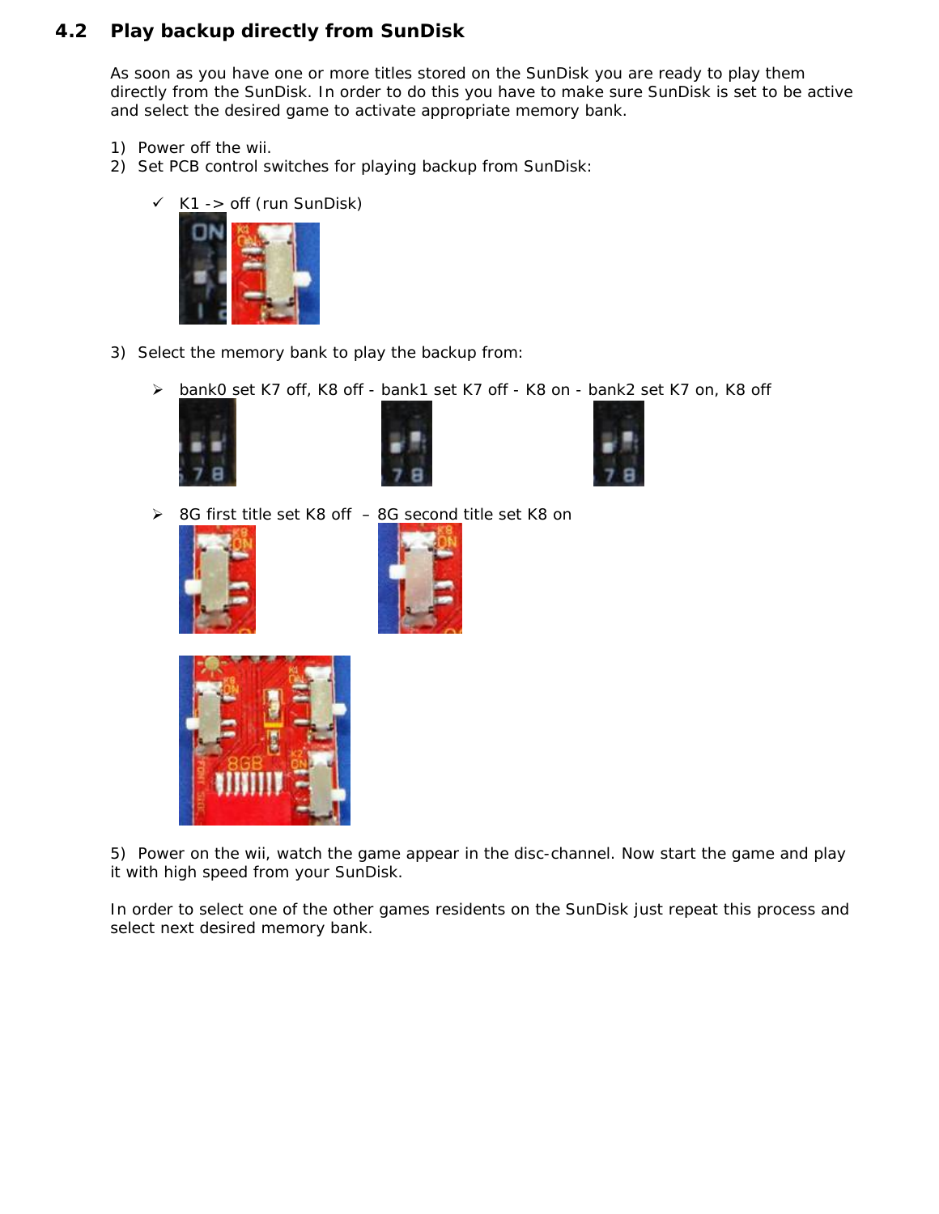## 4.2 Play backup directly from SunDisk

As soon as you have one or more titles stored on the SunDisk you are ready to play them directly from the SunDisk. In order to do this you have to make sure SunDisk is set to be active and select the desired game to activate appropriate memory bank.

1) Power off the wii.
2) Set PCB control switches for playing backup from SunDisk:

   - ✓ K1 -> off (run SunDisk)

3) Select the memory bank to play the backup from:

   - ➢ bank0 set K7 off, K8 off - bank1 set K7 off - K8 on - bank2 set K7 on, K8 off
   - ➢ 8G first title set K8 off – 8G second title set K8 on

5) Power on the wii, watch the game appear in the disc-channel. Now start the game and play it with high speed from your SunDisk.

In order to select one of the other games residents on the SunDisk just repeat this process and select next desired memory bank.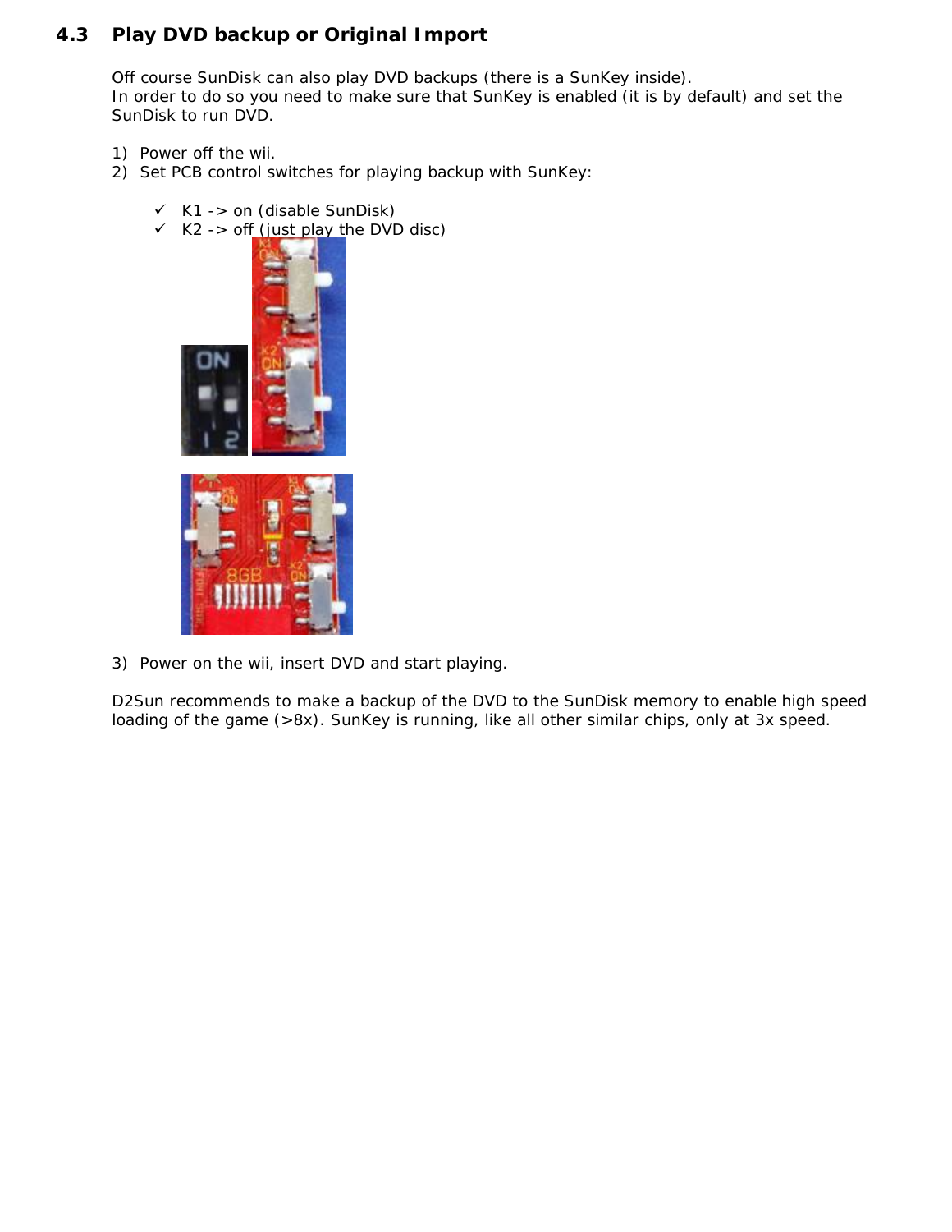## 4.3 Play DVD backup or Original Import

Off course SunDisk can also play DVD backups (there is a SunKey inside).
In order to do so you need to make sure that SunKey is enabled (it is by default) and set the SunDisk to run DVD.

1) Power off the wii.
2) Set PCB control switches for playing backup with SunKey:

   - ✓ K1 -> on (disable SunDisk)
   - ✓ K2 -> off (just play the DVD disc)

3) Power on the wii, insert DVD and start playing.

D2Sun recommends to make a backup of the DVD to the SunDisk memory to enable high speed loading of the game (>8x). SunKey is running, like all other similar chips, only at 3x speed.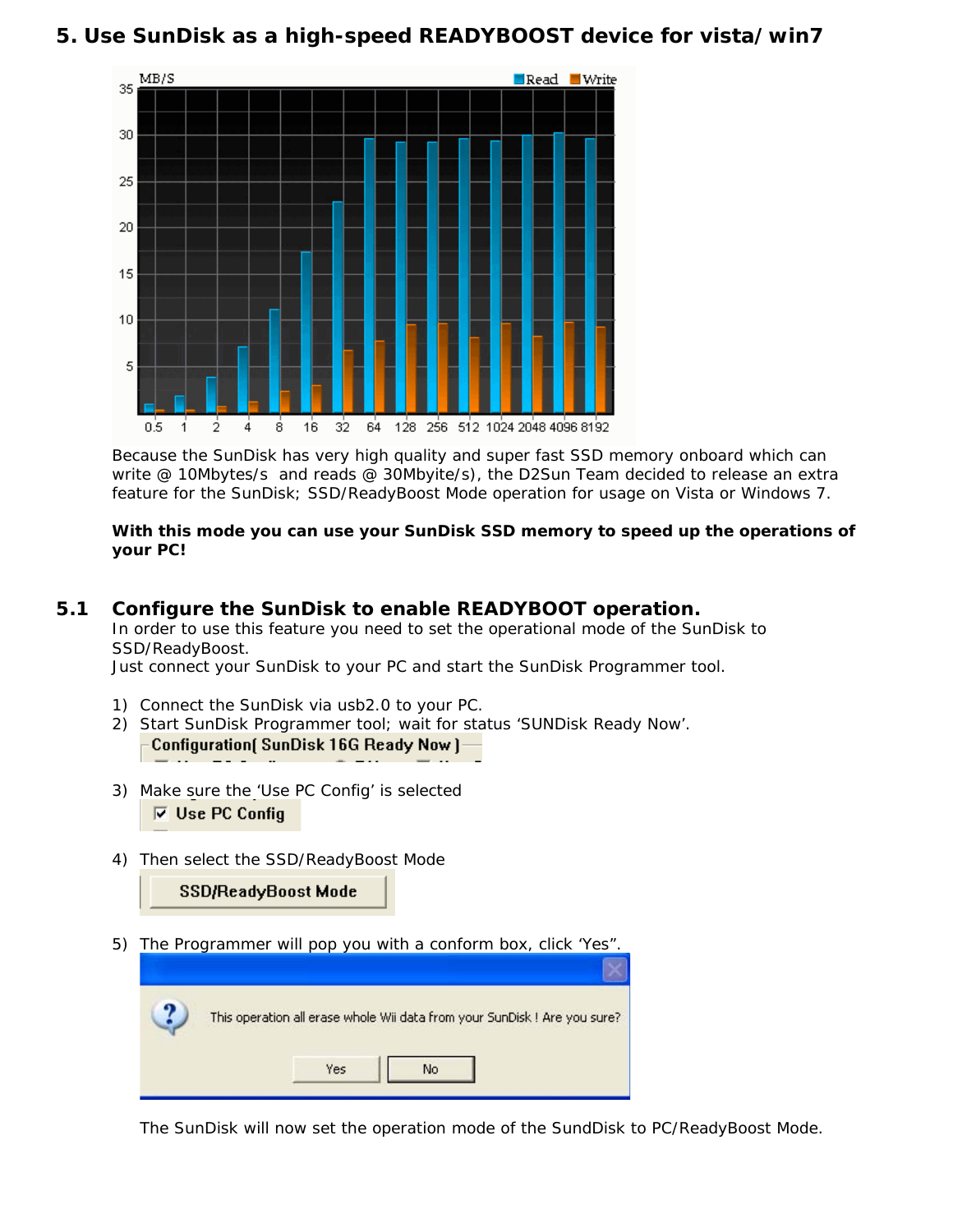# 5. Use SunDisk as a high-speed READYBOOST device for vista/win7

Because the SunDisk has very high quality and super fast SSD memory onboard which can write @ 10Mbytes/s and reads @ 30Mbyite/s), the D2Sun Team decided to release an extra feature for the SunDisk; SSD/ReadyBoost Mode operation for usage on Vista or Windows 7.

**With this mode you can use your SunDisk SSD memory to speed up the operations of your PC!**

## 5.1 Configure the SunDisk to enable READYBOOT operation.

In order to use this feature you need to set the operational mode of the SunDisk to SSD/ReadyBoost.
Just connect your SunDisk to your PC and start the SunDisk Programmer tool.

1) Connect the SunDisk via usb2.0 to your PC.
2) Start SunDisk Programmer tool; wait for status 'SUNDisk Ready Now'.

   Configuration( SunDisk 16G Ready Now )

3) Make sure the 'Use PC Config' is selected

   ☑ Use PC Config

4) Then select the SSD/ReadyBoost Mode

   SSD/ReadyBoost Mode

5) The Programmer will pop you with a conform box, click 'Yes".

   This operation all erase whole Wii data from your SunDisk ! Are you sure?

   Yes | No

The SunDisk will now set the operation mode of the SundDisk to PC/ReadyBoost Mode.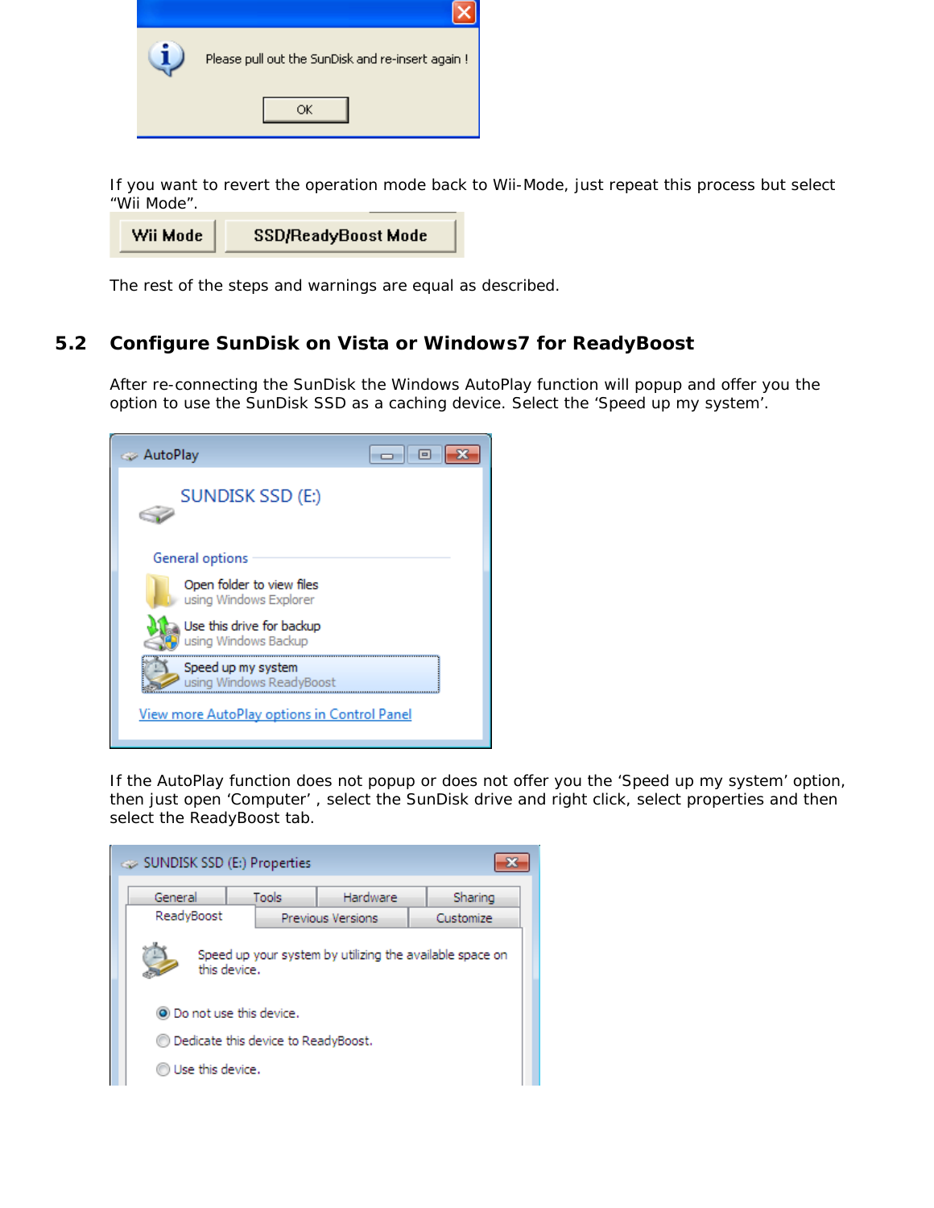If you want to revert the operation mode back to Wii-Mode, just repeat this process but select "Wii Mode".

The rest of the steps and warnings are equal as described.

## 5.2 Configure SunDisk on Vista or Windows7 for ReadyBoost

After re-connecting the SunDisk the Windows AutoPlay function will popup and offer you the option to use the SunDisk SSD as a caching device. Select the 'Speed up my system'.

If the AutoPlay function does not popup or does not offer you the 'Speed up my system' option, then just open 'Computer' , select the SunDisk drive and right click, select properties and then select the ReadyBoost tab.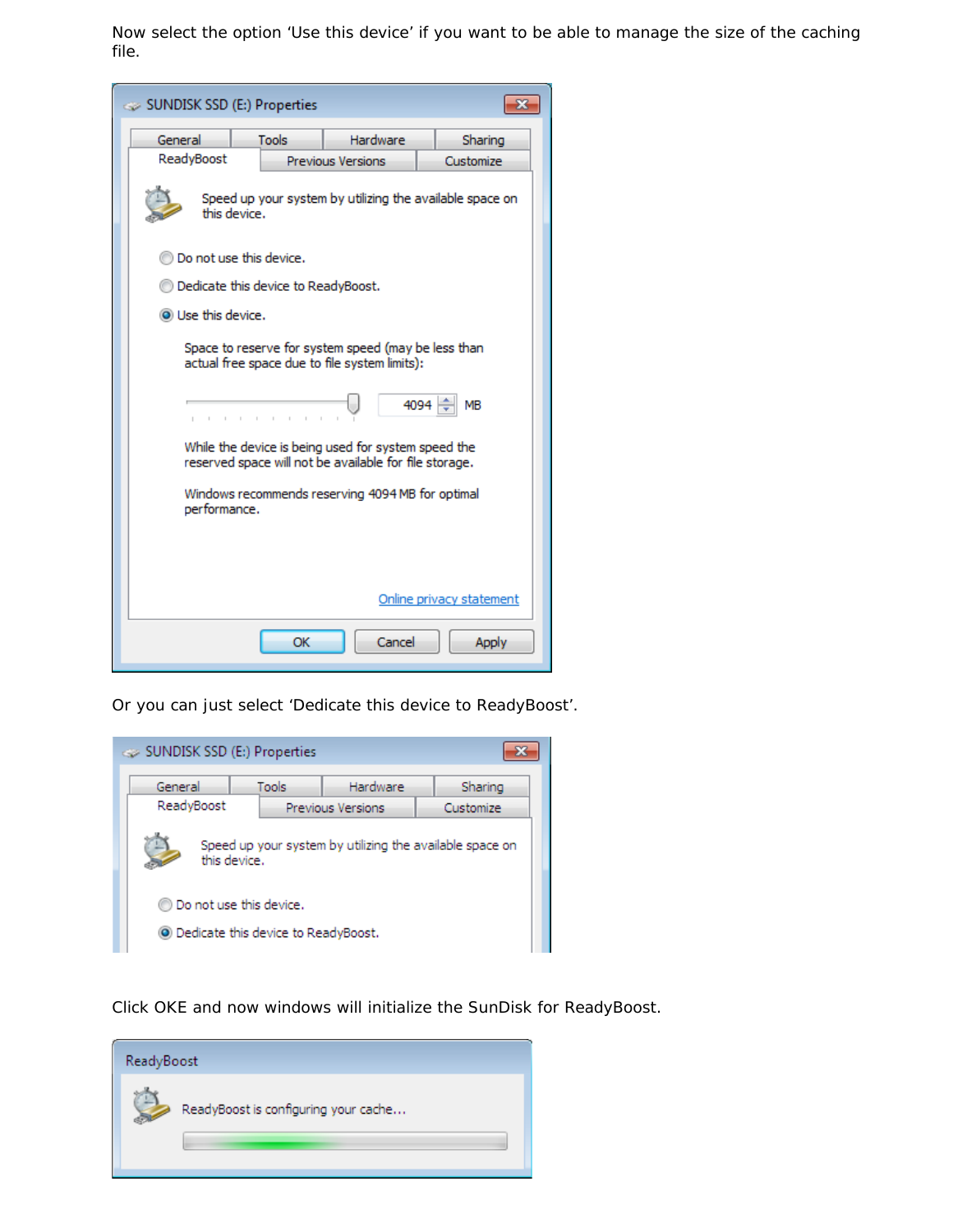Now select the option 'Use this device' if you want to be able to manage the size of the caching file.

Or you can just select 'Dedicate this device to ReadyBoost'.

Click OKE and now windows will initialize the SunDisk for ReadyBoost.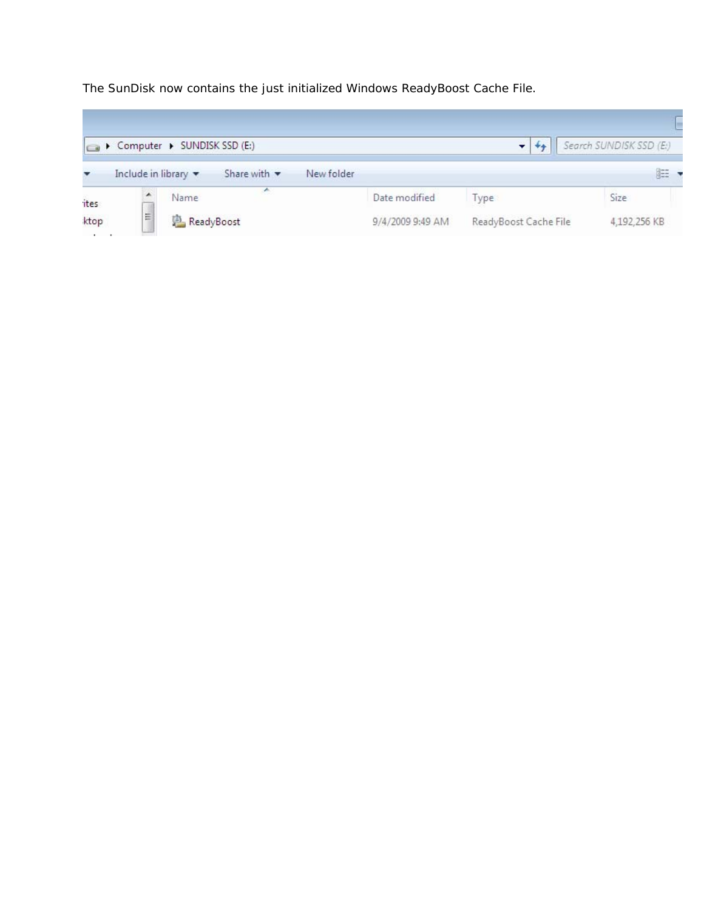The SunDisk now contains the just initialized Windows ReadyBoost Cache File.

Computer ▸ SUNDISK SSD (E:)

Include in library ▾ Share with ▾ New folder

| Name | Date modified | Type | Size |
| --- | --- | --- | --- |
| ReadyBoost | 9/4/2009 9:49 AM | ReadyBoost Cache File | 4,192,256 KB |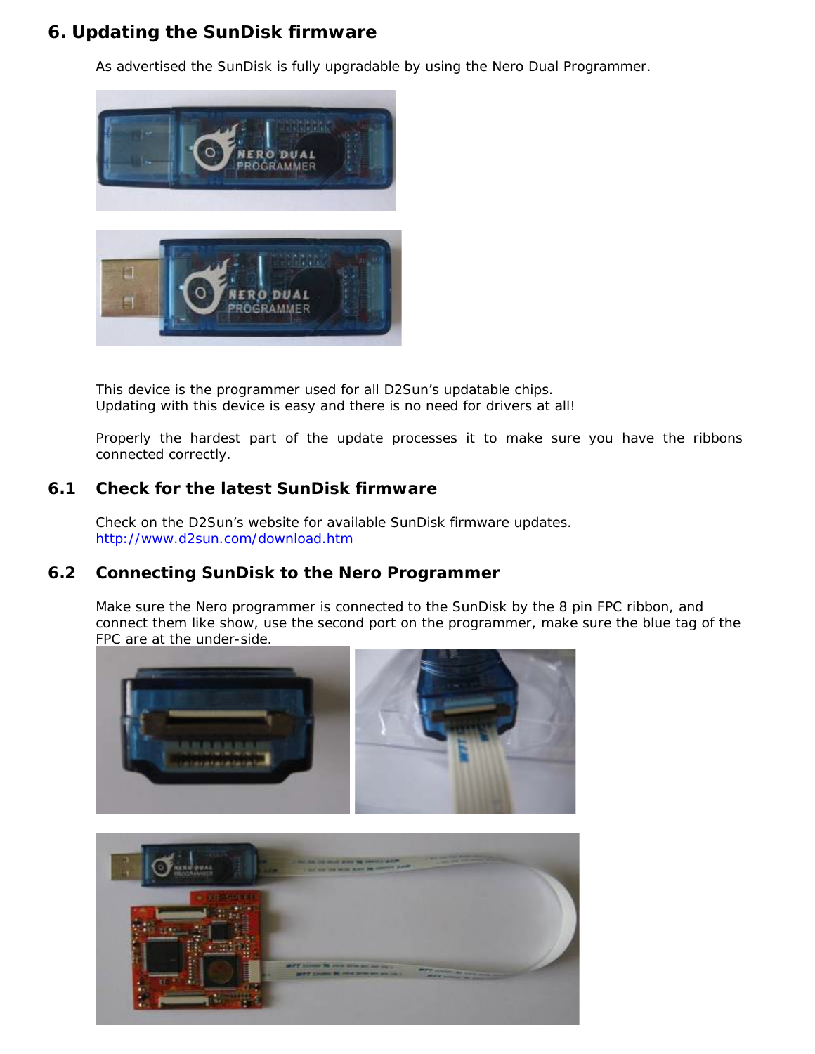## 6. Updating the SunDisk firmware

As advertised the SunDisk is fully upgradable by using the Nero Dual Programmer.

This device is the programmer used for all D2Sun's updatable chips.
Updating with this device is easy and there is no need for drivers at all!

Properly the hardest part of the update processes it to make sure you have the ribbons connected correctly.

### 6.1 Check for the latest SunDisk firmware

Check on the D2Sun's website for available SunDisk firmware updates.
http://www.d2sun.com/download.htm

### 6.2 Connecting SunDisk to the Nero Programmer

Make sure the Nero programmer is connected to the SunDisk by the 8 pin FPC ribbon, and connect them like show, use the second port on the programmer, make sure the blue tag of the FPC are at the under-side.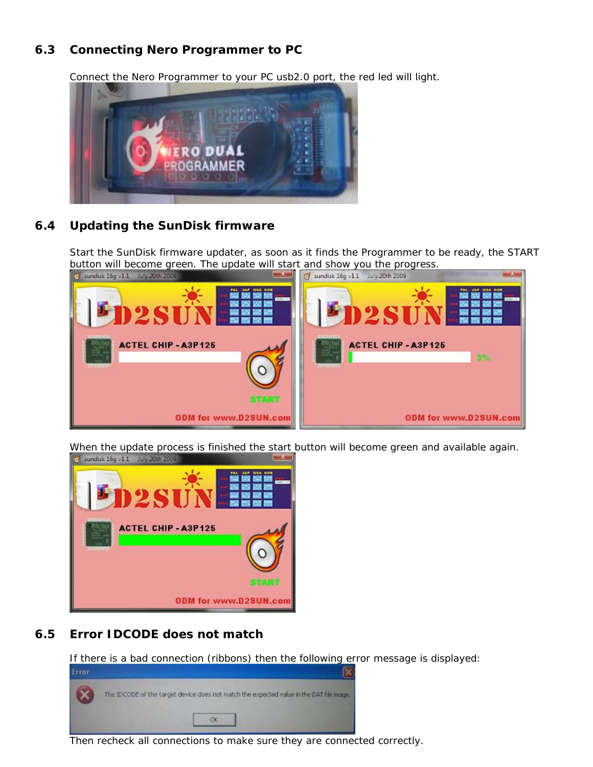## 6.3 Connecting Nero Programmer to PC

Connect the Nero Programmer to your PC usb2.0 port, the red led will light.

## 6.4 Updating the SunDisk firmware

Start the SunDisk firmware updater, as soon as it finds the Programmer to be ready, the START button will become green. The update will start and show you the progress.

When the update process is finished the start button will become green and available again.

## 6.5 Error IDCODE does not match

If there is a bad connection (ribbons) then the following error message is displayed:

Then recheck all connections to make sure they are connected correctly.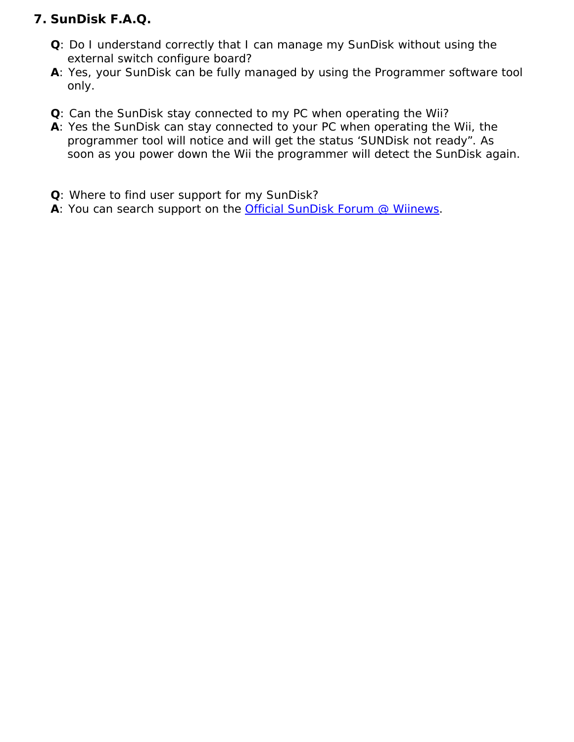## 7. SunDisk F.A.Q.

**Q**: Do I understand correctly that I can manage my SunDisk without using the external switch configure board?
**A**: Yes, your SunDisk can be fully managed by using the Programmer software tool only.

**Q**: Can the SunDisk stay connected to my PC when operating the Wii?
**A**: Yes the SunDisk can stay connected to your PC when operating the Wii, the programmer tool will notice and will get the status 'SUNDisk not ready". As soon as you power down the Wii the programmer will detect the SunDisk again.

**Q**: Where to find user support for my SunDisk?
**A**: You can search support on the Official SunDisk Forum @ Wiinews.